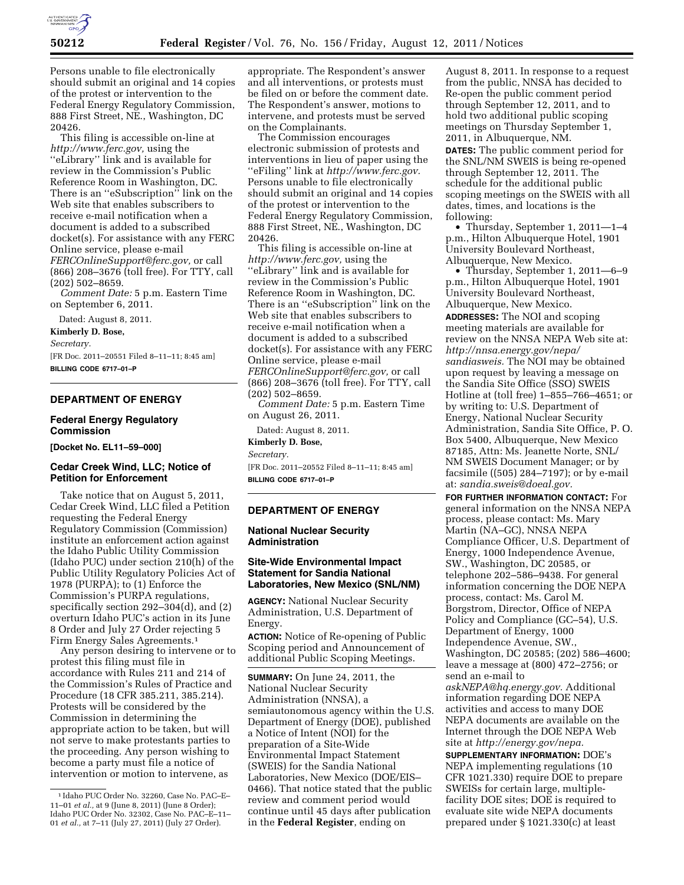Persons unable to file electronically should submit an original and 14 copies of the protest or intervention to the Federal Energy Regulatory Commission, 888 First Street, NE., Washington, DC 20426.

This filing is accessible on-line at *http://www.ferc.gov,* using the "eLibrary" link and is available for review in the Commission's Public Reference Room in Washington, DC. There is an "eSubscription" link on the Web site that enables subscribers to receive e-mail notification when a document is added to a subscribed docket(s). For assistance with any FERC Online service, please e-mail *FERCOnlineSupport@ferc.gov,* or call (866) 208–3676 (toll free). For TTY, call (202) 502–8659.

*Comment Date:* 5 p.m. Eastern Time on September 6, 2011.

Dated: August 8, 2011.

**Kimberly D. Bose,**

*Secretary.*

[FR Doc. 2011–20551 Filed 8–11–11; 8:45 am]

**BILLING CODE 6717–01–P**

## DEPARTMENT OF ENERGY

### Federal Energy Regulatory Commission

**[Docket No. EL11–59–000]**

### Cedar Creek Wind, LLC; Notice of Petition for Enforcement

Take notice that on August 5, 2011, Cedar Creek Wind, LLC filed a Petition requesting the Federal Energy Regulatory Commission (Commission) institute an enforcement action against the Idaho Public Utility Commission (Idaho PUC) under section 210(h) of the Public Utility Regulatory Policies Act of 1978 (PURPA); to (1) Enforce the Commission's PURPA regulations, specifically section 292–304(d), and (2) overturn Idaho PUC's action in its June 8 Order and July 27 Order rejecting 5 Firm Energy Sales Agreements.[1]

Any person desiring to intervene or to protest this filing must file in accordance with Rules 211 and 214 of the Commission's Rules of Practice and Procedure (18 CFR 385.211, 385.214). Protests will be considered by the Commission in determining the appropriate action to be taken, but will not serve to make protestants parties to the proceeding. Any person wishing to become a party must file a notice of intervention or motion to intervene, as appropriate. The Respondent's answer and all interventions, or protests must be filed on or before the comment date. The Respondent's answer, motions to intervene, and protests must be served on the Complainants.

The Commission encourages electronic submission of protests and interventions in lieu of paper using the "eFiling" link at *http://www.ferc.gov.* Persons unable to file electronically should submit an original and 14 copies of the protest or intervention to the Federal Energy Regulatory Commission, 888 First Street, NE., Washington, DC 20426.

This filing is accessible on-line at *http://www.ferc.gov,* using the "eLibrary" link and is available for review in the Commission's Public Reference Room in Washington, DC. There is an "eSubscription" link on the Web site that enables subscribers to receive e-mail notification when a document is added to a subscribed docket(s). For assistance with any FERC Online service, please e-mail *FERCOnlineSupport@ferc.gov,* or call (866) 208–3676 (toll free). For TTY, call (202) 502–8659.

*Comment Date:* 5 p.m. Eastern Time on August 26, 2011.

Dated: August 8, 2011.

**Kimberly D. Bose,**

*Secretary.*

[FR Doc. 2011–20552 Filed 8–11–11; 8:45 am]

**BILLING CODE 6717–01–P**

[1] Idaho PUC Order No. 32260, Case No. PAC–E–11–01 *et al.,* at 9 (June 8, 2011) (June 8 Order); Idaho PUC Order No. 32302, Case No. PAC–E–11–01 *et al.,* at 7–11 (July 27, 2011) (July 27 Order).

## DEPARTMENT OF ENERGY

### National Nuclear Security Administration

### Site-Wide Environmental Impact Statement for Sandia National Laboratories, New Mexico (SNL/NM)

**AGENCY:** National Nuclear Security Administration, U.S. Department of Energy.

**ACTION:** Notice of Re-opening of Public Scoping period and Announcement of additional Public Scoping Meetings.

**SUMMARY:** On June 24, 2011, the National Nuclear Security Administration (NNSA), a semiautonomous agency within the U.S. Department of Energy (DOE), published a Notice of Intent (NOI) for the preparation of a Site-Wide Environmental Impact Statement (SWEIS) for the Sandia National Laboratories, New Mexico (DOE/EIS–0466). That notice stated that the public review and comment period would continue until 45 days after publication in the **Federal Register**, ending on August 8, 2011. In response to a request from the public, NNSA has decided to Re-open the public comment period through September 12, 2011, and to hold two additional public scoping meetings on Thursday September 1, 2011, in Albuquerque, NM.

**DATES:** The public comment period for the SNL/NM SWEIS is being re-opened through September 12, 2011. The schedule for the additional public scoping meetings on the SWEIS with all dates, times, and locations is the following:

- Thursday, September 1, 2011—1–4 p.m., Hilton Albuquerque Hotel, 1901 University Boulevard Northeast, Albuquerque, New Mexico.
- Thursday, September 1, 2011—6–9 p.m., Hilton Albuquerque Hotel, 1901 University Boulevard Northeast, Albuquerque, New Mexico.

**ADDRESSES:** The NOI and scoping meeting materials are available for review on the NNSA NEPA Web site at: *http://nnsa.energy.gov/nepa/sandiasweis.* The NOI may be obtained upon request by leaving a message on the Sandia Site Office (SSO) SWEIS Hotline at (toll free) 1–855–766–4651; or by writing to: U.S. Department of Energy, National Nuclear Security Administration, Sandia Site Office, P. O. Box 5400, Albuquerque, New Mexico 87185, Attn: Ms. Jeanette Norte, SNL/NM SWEIS Document Manager; or by facsimile ((505) 284–7197); or by e-mail at: *sandia.sweis@doeal.gov.*

**FOR FURTHER INFORMATION CONTACT:** For general information on the NNSA NEPA process, please contact: Ms. Mary Martin (NA–GC), NNSA NEPA Compliance Officer, U.S. Department of Energy, 1000 Independence Avenue, SW., Washington, DC 20585, or telephone 202–586–9438. For general information concerning the DOE NEPA process, contact: Ms. Carol M. Borgstrom, Director, Office of NEPA Policy and Compliance (GC–54), U.S. Department of Energy, 1000 Independence Avenue, SW., Washington, DC 20585; (202) 586–4600; leave a message at (800) 472–2756; or send an e-mail to *askNEPA@hq.energy.gov.* Additional information regarding DOE NEPA activities and access to many DOE NEPA documents are available on the Internet through the DOE NEPA Web site at *http://energy.gov/nepa.*

**SUPPLEMENTARY INFORMATION:** DOE's NEPA implementing regulations (10 CFR 1021.330) require DOE to prepare SWEISs for certain large, multiple-facility DOE sites; DOE is required to evaluate site wide NEPA documents prepared under § 1021.330(c) at least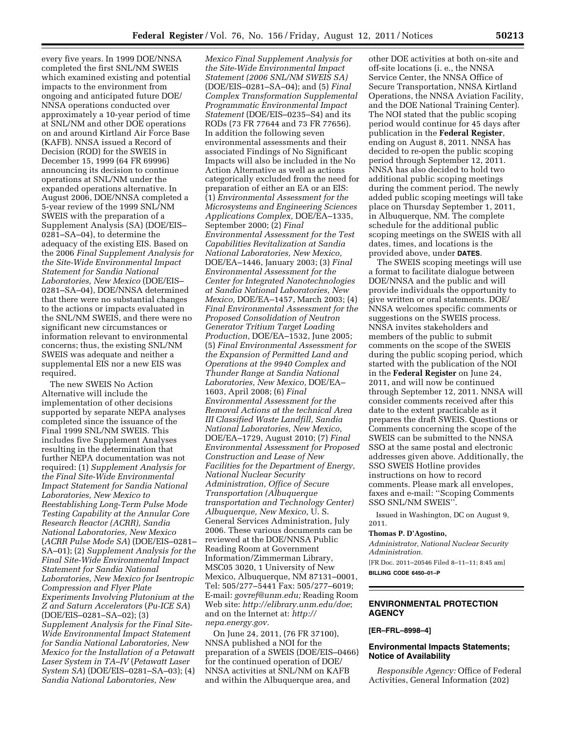every five years. In 1999 DOE/NNSA completed the first SNL/NM SWEIS which examined existing and potential impacts to the environment from ongoing and anticipated future DOE/NNSA operations conducted over approximately a 10-year period of time at SNL/NM and other DOE operations on and around Kirtland Air Force Base (KAFB). NNSA issued a Record of Decision (ROD) for the SWEIS in December 15, 1999 (64 FR 69996) announcing its decision to continue operations at SNL/NM under the expanded operations alternative. In August 2006, DOE/NNSA completed a 5-year review of the 1999 SNL/NM SWEIS with the preparation of a Supplement Analysis (SA) (DOE/EIS–0281–SA–04), to determine the adequacy of the existing EIS. Based on the 2006 *Final Supplement Analysis for the Site-Wide Environmental Impact Statement for Sandia National Laboratories, New Mexico* (DOE/EIS–0281–SA–04), DOE/NNSA determined that there were no substantial changes to the actions or impacts evaluated in the SNL/NM SWEIS, and there were no significant new circumstances or information relevant to environmental concerns; thus, the existing SNL/NM SWEIS was adequate and neither a supplemental EIS nor a new EIS was required.

The new SWEIS No Action Alternative will include the implementation of other decisions supported by separate NEPA analyses completed since the issuance of the Final 1999 SNL/NM SWEIS. This includes five Supplement Analyses resulting in the determination that further NEPA documentation was not required: (1) *Supplement Analysis for the Final Site-Wide Environmental Impact Statement for Sandia National Laboratories, New Mexico to Reestablishing Long-Term Pulse Mode Testing Capability at the Annular Core Research Reactor (ACRR), Sandia National Laboratories, New Mexico* (*ACRR Pulse Mode SA*) (DOE/EIS–0281–SA–01); (2) *Supplement Analysis for the Final Site-Wide Environmental Impact Statement for Sandia National Laboratories, New Mexico for Isentropic Compression and Flyer Plate Experiments Involving Plutonium at the Z and Saturn Accelerators* (*Pu-ICE SA*) (DOE/EIS–0281–SA–02); (3) *Supplement Analysis for the Final Site-Wide Environmental Impact Statement for Sandia National Laboratories, New Mexico for the Installation of a Petawatt Laser System in TA–IV* (*Petawatt Laser System SA*) (DOE/EIS–0281–SA–03); (4) *Sandia National Laboratories, New Mexico Final Supplement Analysis for the Site-Wide Environmental Impact Statement (2006 SNL/NM SWEIS SA)* (DOE/EIS–0281–SA–04); and (5) *Final Complex Transformation Supplemental Programmatic Environmental Impact Statement* (DOE/EIS–0235–S4) and its RODs (73 FR 77644 and 73 FR 77656). In addition the following seven environmental assessments and their associated Findings of No Significant Impacts will also be included in the No Action Alternative as well as actions categorically excluded from the need for preparation of either an EA or an EIS: (1) *Environmental Assessment for the Microsystems and Engineering Sciences Applications Complex,* DOE/EA–1335, September 2000; (2) *Final Environmental Assessment for the Test Capabilities Revitalization at Sandia National Laboratories, New Mexico,* DOE/EA–1446, January 2003; (3) *Final Environmental Assessment for the Center for Integrated Nanotechnologies at Sandia National Laboratories, New Mexico,* DOE/EA–1457, March 2003; (4) *Final Environmental Assessment for the Proposed Consolidation of Neutron Generator Tritium Target Loading Production,* DOE/EA–1532, June 2005; (5) *Final Environmental Assessment for the Expansion of Permitted Land and Operations at the 9940 Complex and Thunder Range at Sandia National Laboratories, New Mexico,* DOE/EA–1603, April 2008; (6) *Final Environmental Assessment for the Removal Actions at the technical Area III Classified Waste Landfill, Sandia National Laboratories, New Mexico,* DOE/EA–1729, August 2010; (7) *Final Environmental Assessment for Proposed Construction and Lease of New Facilities for the Department of Energy, National Nuclear Security Administration, Office of Secure Transportation (Albuquerque transportation and Technology Center) Albuquerque, New Mexico,* U. S. General Services Administration, July 2006. These various documents can be reviewed at the DOE/NNSA Public Reading Room at Government Information/Zimmerman Library, MSC05 3020, 1 University of New Mexico, Albuquerque, NM 87131–0001, Tel: 505/277–5441 Fax: 505/277–6019; E-mail: *govref@unm.edu;* Reading Room Web site: *http://elibrary.unm.edu/doe*; and on the Internet at: *http://nepa.energy.gov.*

On June 24, 2011, (76 FR 37100), NNSA published a NOI for the preparation of a SWEIS (DOE/EIS–0466) for the continued operation of DOE/NNSA activities at SNL/NM on KAFB and within the Albuquerque area, and other DOE activities at both on-site and off-site locations (i. e., the NNSA Service Center, the NNSA Office of Secure Transportation, NNSA Kirtland Operations, the NNSA Aviation Facility, and the DOE National Training Center). The NOI stated that the public scoping period would continue for 45 days after publication in the **Federal Register**, ending on August 8, 2011. NNSA has decided to re-open the public scoping period through September 12, 2011. NNSA has also decided to hold two additional public scoping meetings during the comment period. The newly added public scoping meetings will take place on Thursday September 1, 2011, in Albuquerque, NM. The complete schedule for the additional public scoping meetings on the SWEIS with all dates, times, and locations is the provided above, under **DATES**.

The SWEIS scoping meetings will use a format to facilitate dialogue between DOE/NNSA and the public and will provide individuals the opportunity to give written or oral statements. DOE/NNSA welcomes specific comments or suggestions on the SWEIS process. NNSA invites stakeholders and members of the public to submit comments on the scope of the SWEIS during the public scoping period, which started with the publication of the NOI in the **Federal Register** on June 24, 2011, and will now be continued through September 12, 2011. NNSA will consider comments received after this date to the extent practicable as it prepares the draft SWEIS. Questions or Comments concerning the scope of the SWEIS can be submitted to the NNSA SSO at the same postal and electronic addresses given above. Additionally, the SSO SWEIS Hotline provides instructions on how to record comments. Please mark all envelopes, faxes and e-mail: ''Scoping Comments SSO SNL/NM SWEIS''.

Issued in Washington, DC on August 9, 2011.

**Thomas P. D'Agostino,**

*Administrator, National Nuclear Security Administration.*

[FR Doc. 2011–20546 Filed 8–11–11; 8:45 am]

**BILLING CODE 6450–01–P**

## ENVIRONMENTAL PROTECTION AGENCY

**[ER–FRL–8998–4]**

### Environmental Impacts Statements; Notice of Availability

*Responsible Agency:* Office of Federal Activities, General Information (202)